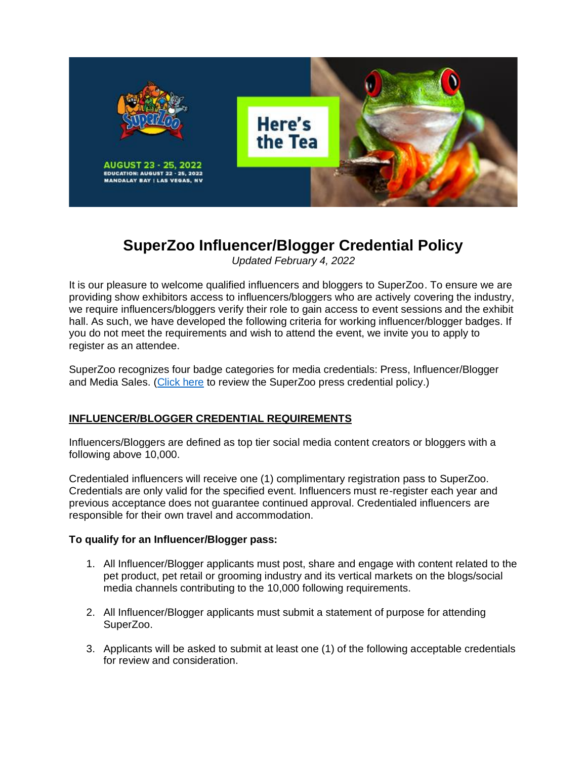# SuperZoo Influencer/Blogger Credential Policy

*Updated February 4, 2022*

It is our pleasure to welcome qualified influencers and bloggers to SuperZoo. To ensure we are providing show exhibitors access to influencers/bloggers who are actively covering the industry, we require influencers/bloggers verify their role to gain access to event sessions and the exhibit hall. As such, we have developed the following criteria for working influencer/blogger badges. If you do not meet the requirements and wish to attend the event, we invite you to apply to register as an attendee.

SuperZoo recognizes four badge categories for media credentials: Press, Influencer/Blogger and Media Sales. (Click here to review the SuperZoo press credential policy.)

## INFLUENCER/BLOGGER CREDENTIAL REQUIREMENTS

Influencers/Bloggers are defined as top tier social media content creators or bloggers with a following above 10,000.

Credentialed influencers will receive one (1) complimentary registration pass to SuperZoo. Credentials are only valid for the specified event. Influencers must re-register each year and previous acceptance does not guarantee continued approval. Credentialed influencers are responsible for their own travel and accommodation.

**To qualify for an Influencer/Blogger pass:**

1. All Influencer/Blogger applicants must post, share and engage with content related to the pet product, pet retail or grooming industry and its vertical markets on the blogs/social media channels contributing to the 10,000 following requirements.

2. All Influencer/Blogger applicants must submit a statement of purpose for attending SuperZoo.

3. Applicants will be asked to submit at least one (1) of the following acceptable credentials for review and consideration.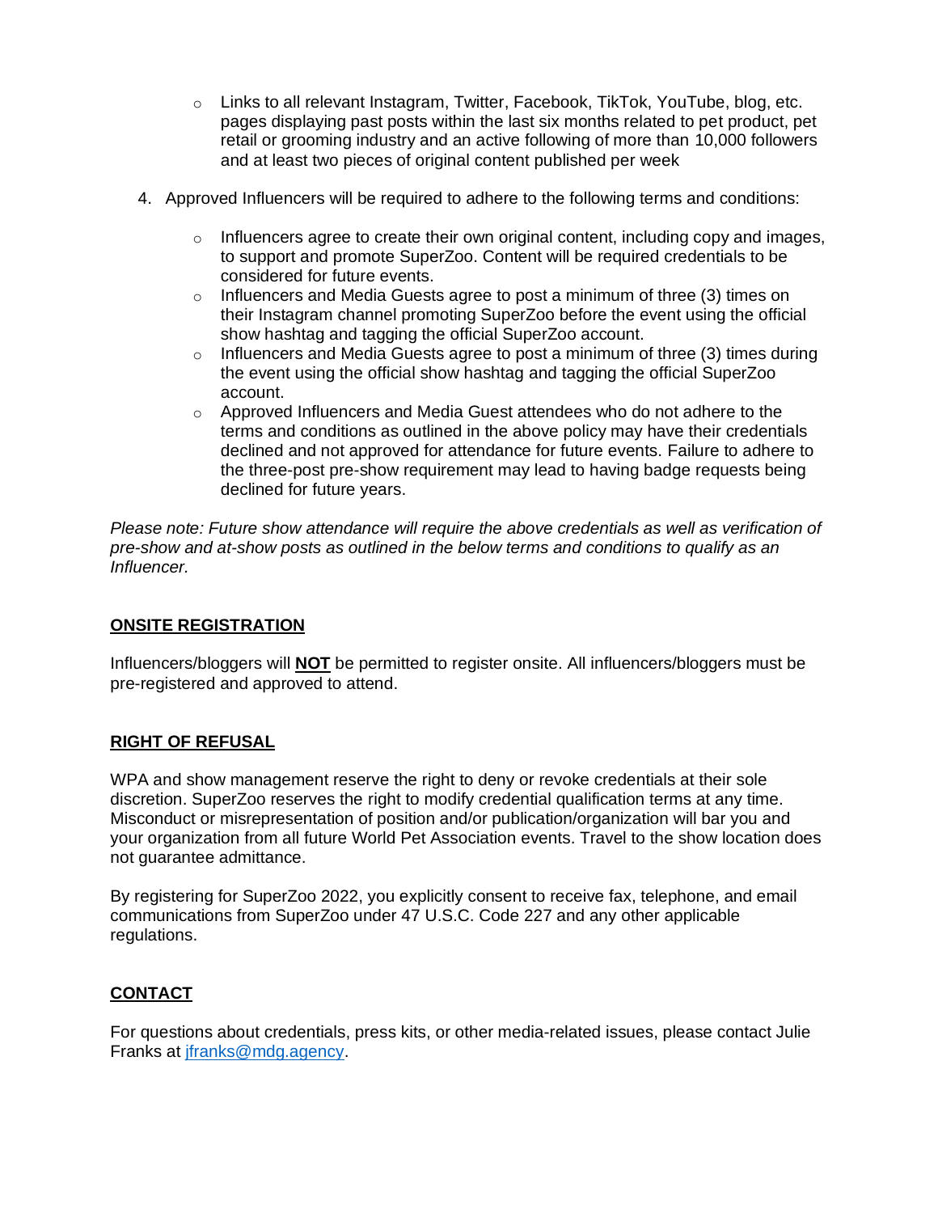- Links to all relevant Instagram, Twitter, Facebook, TikTok, YouTube, blog, etc. pages displaying past posts within the last six months related to pet product, pet retail or grooming industry and an active following of more than 10,000 followers and at least two pieces of original content published per week

4. Approved Influencers will be required to adhere to the following terms and conditions:

    - Influencers agree to create their own original content, including copy and images, to support and promote SuperZoo. Content will be required credentials to be considered for future events.
    - Influencers and Media Guests agree to post a minimum of three (3) times on their Instagram channel promoting SuperZoo before the event using the official show hashtag and tagging the official SuperZoo account.
    - Influencers and Media Guests agree to post a minimum of three (3) times during the event using the official show hashtag and tagging the official SuperZoo account.
    - Approved Influencers and Media Guest attendees who do not adhere to the terms and conditions as outlined in the above policy may have their credentials declined and not approved for attendance for future events. Failure to adhere to the three-post pre-show requirement may lead to having badge requests being declined for future years.

*Please note: Future show attendance will require the above credentials as well as verification of pre-show and at-show posts as outlined in the below terms and conditions to qualify as an Influencer.*

## ONSITE REGISTRATION

Influencers/bloggers will **NOT** be permitted to register onsite. All influencers/bloggers must be pre-registered and approved to attend.

## RIGHT OF REFUSAL

WPA and show management reserve the right to deny or revoke credentials at their sole discretion. SuperZoo reserves the right to modify credential qualification terms at any time. Misconduct or misrepresentation of position and/or publication/organization will bar you and your organization from all future World Pet Association events. Travel to the show location does not guarantee admittance.

By registering for SuperZoo 2022, you explicitly consent to receive fax, telephone, and email communications from SuperZoo under 47 U.S.C. Code 227 and any other applicable regulations.

## CONTACT

For questions about credentials, press kits, or other media-related issues, please contact Julie Franks at [jfranks@mdg.agency](mailto:jfranks@mdg.agency).